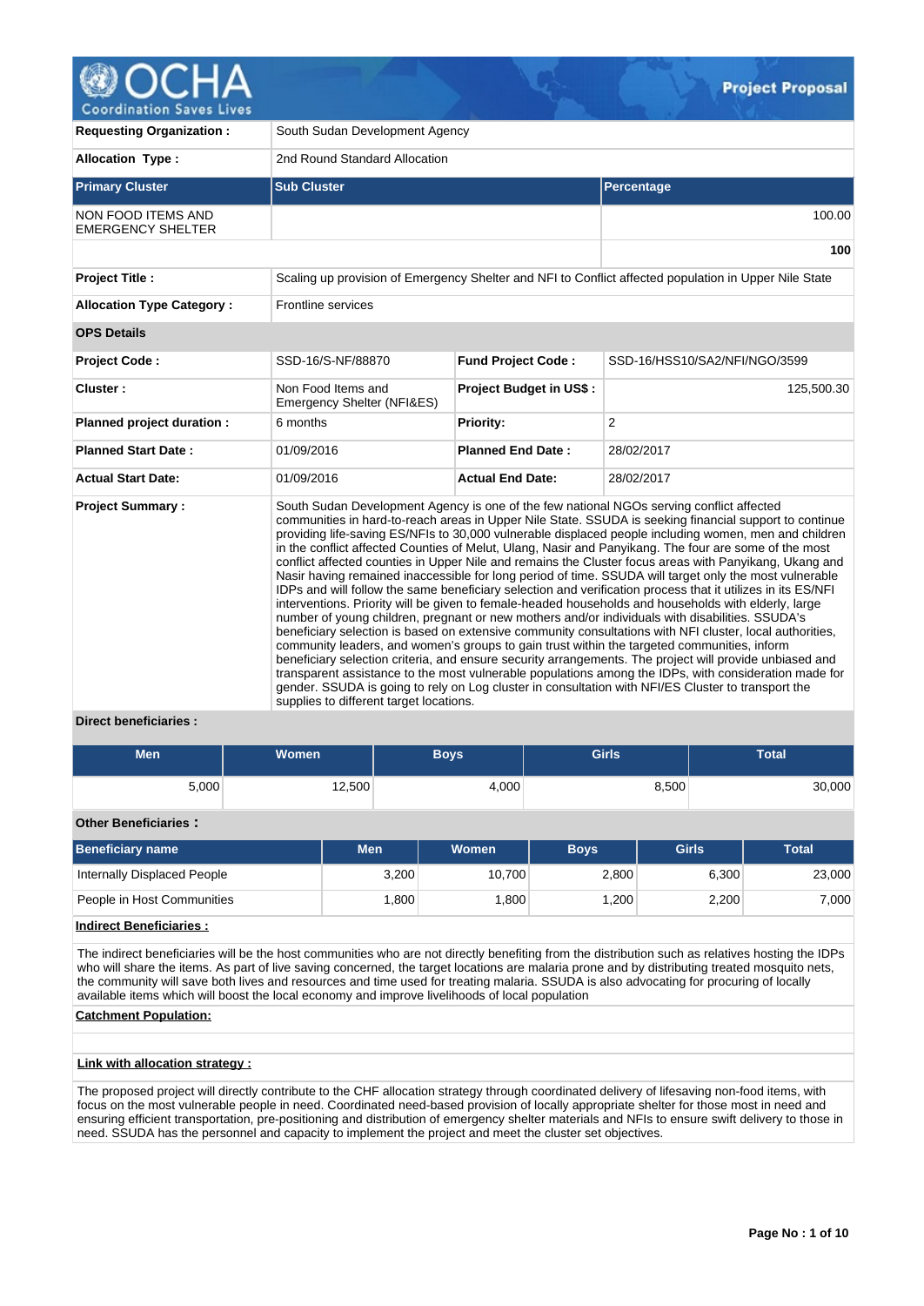# Project Proposal

| | |
|---|---|
| **Requesting Organization :** | South Sudan Development Agency |
| **Allocation Type :** | 2nd Round Standard Allocation |

| Primary Cluster | Sub Cluster | Percentage |
|---|---|---|
| NON FOOD ITEMS AND EMERGENCY SHELTER | | 100.00 |
| | | **100** |

| | |
|---|---|
| **Project Title :** | Scaling up provision of Emergency Shelter and NFI to Conflict affected population in Upper Nile State |
| **Allocation Type Category :** | Frontline services |

**OPS Details**

| | | | |
|---|---|---|---|
| **Project Code :** | SSD-16/S-NF/88870 | **Fund Project Code :** | SSD-16/HSS10/SA2/NFI/NGO/3599 |
| **Cluster :** | Non Food Items and Emergency Shelter (NFI&ES) | **Project Budget in US$ :** | 125,500.30 |
| **Planned project duration :** | 6 months | **Priority:** | 2 |
| **Planned Start Date :** | 01/09/2016 | **Planned End Date :** | 28/02/2017 |
| **Actual Start Date:** | 01/09/2016 | **Actual End Date:** | 28/02/2017 |

**Project Summary :**

South Sudan Development Agency is one of the few national NGOs serving conflict affected communities in hard-to-reach areas in Upper Nile State. SSUDA is seeking financial support to continue providing life-saving ES/NFIs to 30,000 vulnerable displaced people including women, men and children in the conflict affected Counties of Melut, Ulang, Nasir and Panyikang. The four are some of the most conflict affected counties in Upper Nile and remains the Cluster focus areas with Panyikang, Ukang and Nasir having remained inaccessible for long period of time. SSUDA will target only the most vulnerable IDPs and will follow the same beneficiary selection and verification process that it utilizes in its ES/NFI interventions. Priority will be given to female-headed households and households with elderly, large number of young children, pregnant or new mothers and/or individuals with disabilities. SSUDA's beneficiary selection is based on extensive community consultations with NFI cluster, local authorities, community leaders, and women's groups to gain trust within the targeted communities, inform beneficiary selection criteria, and ensure security arrangements. The project will provide unbiased and transparent assistance to the most vulnerable populations among the IDPs, with consideration made for gender. SSUDA is going to rely on Log cluster in consultation with NFI/ES Cluster to transport the supplies to different target locations.

**Direct beneficiaries :**

| Men | Women | Boys | Girls | Total |
|---|---|---|---|---|
| 5,000 | 12,500 | 4,000 | 8,500 | 30,000 |

**Other Beneficiaries :**

| Beneficiary name | Men | Women | Boys | Girls | Total |
|---|---|---|---|---|---|
| Internally Displaced People | 3,200 | 10,700 | 2,800 | 6,300 | 23,000 |
| People in Host Communities | 1,800 | 1,800 | 1,200 | 2,200 | 7,000 |

**Indirect Beneficiaries :**

The indirect beneficiaries will be the host communities who are not directly benefiting from the distribution such as relatives hosting the IDPs who will share the items. As part of live saving concerned, the target locations are malaria prone and by distributing treated mosquito nets, the community will save both lives and resources and time used for treating malaria. SSUDA is also advocating for procuring of locally available items which will boost the local economy and improve livelihoods of local population

**Catchment Population:**

**Link with allocation strategy :**

The proposed project will directly contribute to the CHF allocation strategy through coordinated delivery of lifesaving non-food items, with focus on the most vulnerable people in need. Coordinated need-based provision of locally appropriate shelter for those most in need and ensuring efficient transportation, pre-positioning and distribution of emergency shelter materials and NFIs to ensure swift delivery to those in need. SSUDA has the personnel and capacity to implement the project and meet the cluster set objectives.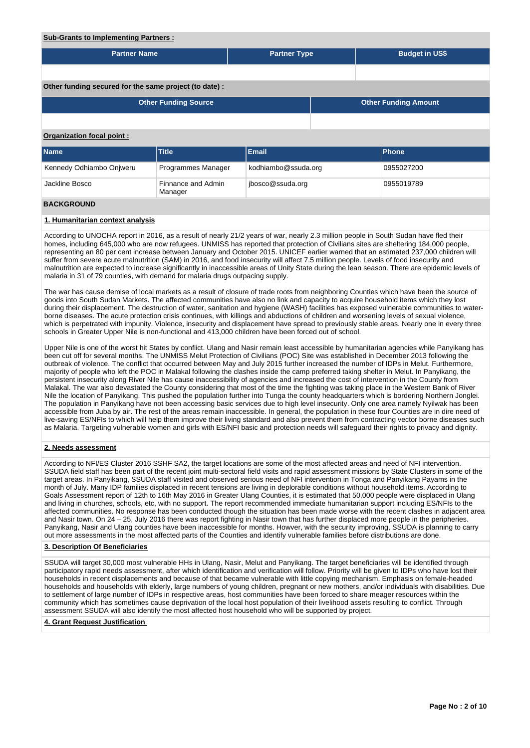**Sub-Grants to Implementing Partners :**

| Partner Name | Partner Type | Budget in US$ |
|---|---|---|
| | | |

**Other funding secured for the same project (to date) :**

| Other Funding Source | Other Funding Amount |
|---|---|
| | |

**Organization focal point :**

| Name | Title | Email | Phone |
|---|---|---|---|
| Kennedy Odhiambo Onjweru | Programmes Manager | kodhiambo@ssuda.org | 0955027200 |
| Jackline Bosco | Finnance and Admin Manager | jbosco@ssuda.org | 0955019789 |

## BACKGROUND

### 1. Humanitarian context analysis

According to UNOCHA report in 2016, as a result of nearly 21/2 years of war, nearly 2.3 million people in South Sudan have fled their homes, including 645,000 who are now refugees. UNMISS has reported that protection of Civilians sites are sheltering 184,000 people, representing an 80 per cent increase between January and October 2015. UNICEF earlier warned that an estimated 237,000 children will suffer from severe acute malnutrition (SAM) in 2016, and food insecurity will affect 7.5 million people. Levels of food insecurity and malnutrition are expected to increase significantly in inaccessible areas of Unity State during the lean season. There are epidemic levels of malaria in 31 of 79 counties, with demand for malaria drugs outpacing supply.

The war has cause demise of local markets as a result of closure of trade roots from neighboring Counties which have been the source of goods into South Sudan Markets. The affected communities have also no link and capacity to acquire household items which they lost during their displacement. The destruction of water, sanitation and hygiene (WASH) facilities has exposed vulnerable communities to water-borne diseases. The acute protection crisis continues, with killings and abductions of children and worsening levels of sexual violence, which is perpetrated with impunity. Violence, insecurity and displacement have spread to previously stable areas. Nearly one in every three schools in Greater Upper Nile is non-functional and 413,000 children have been forced out of school.

Upper Nile is one of the worst hit States by conflict. Ulang and Nasir remain least accessible by humanitarian agencies while Panyikang has been cut off for several months. The UNMISS Melut Protection of Civilians (POC) Site was established in December 2013 following the outbreak of violence. The conflict that occurred between May and July 2015 further increased the number of IDPs in Melut. Furthermore, majority of people who left the POC in Malakal following the clashes inside the camp preferred taking shelter in Melut. In Panyikang, the persistent insecurity along River Nile has cause inaccessibility of agencies and increased the cost of intervention in the County from Malakal. The war also devastated the County considering that most of the time the fighting was taking place in the Western Bank of River Nile the location of Panyikang. This pushed the population further into Tunga the county headquarters which is bordering Northern Jonglei. The population in Panyikang have not been accessing basic services due to high level insecurity. Only one area namely Nyilwak has been accessible from Juba by air. The rest of the areas remain inaccessible. In general, the population in these four Counties are in dire need of live-saving ES/NFIs to which will help them improve their living standard and also prevent them from contracting vector borne diseases such as Malaria. Targeting vulnerable women and girls with ES/NFI basic and protection needs will safeguard their rights to privacy and dignity.

### 2. Needs assessment

According to NFI/ES Cluster 2016 SSHF SA2, the target locations are some of the most affected areas and need of NFI intervention. SSUDA field staff has been part of the recent joint multi-sectoral field visits and rapid assessment missions by State Clusters in some of the target areas. In Panyikang, SSUDA staff visited and observed serious need of NFI intervention in Tonga and Panyikang Payams in the month of July. Many IDP families displaced in recent tensions are living in deplorable conditions without household items. According to Goals Assessment report of 12th to 16th May 2016 in Greater Ulang Counties, it is estimated that 50,000 people were displaced in Ulang and living in churches, schools, etc, with no support. The report recommended immediate humanitarian support including ES/NFIs to the affected communities. No response has been conducted though the situation has been made worse with the recent clashes in adjacent area and Nasir town. On 24 – 25, July 2016 there was report fighting in Nasir town that has further displaced more people in the peripheries. Panyikang, Nasir and Ulang counties have been inaccessible for months. Howver, with the security improving, SSUDA is planning to carry out more assessments in the most affected parts of the Counties and identify vulnerable families before distributions are done.

### 3. Description Of Beneficiaries

SSUDA will target 30,000 most vulnerable HHs in Ulang, Nasir, Melut and Panyikang. The target beneficiaries will be identified through participatory rapid needs assessment, after which identification and verification will follow. Priority will be given to IDPs who have lost their households in recent displacements and because of that became vulnerable with little copying mechanism. Emphasis on female-headed households and households with elderly, large numbers of young children, pregnant or new mothers, and/or individuals with disabilities. Due to settlement of large number of IDPs in respective areas, host communities have been forced to share meager resources within the community which has sometimes cause deprivation of the local host population of their livelihood assets resulting to conflict. Through assessment SSUDA will also identify the most affected host household who will be supported by project.

### 4. Grant Request Justification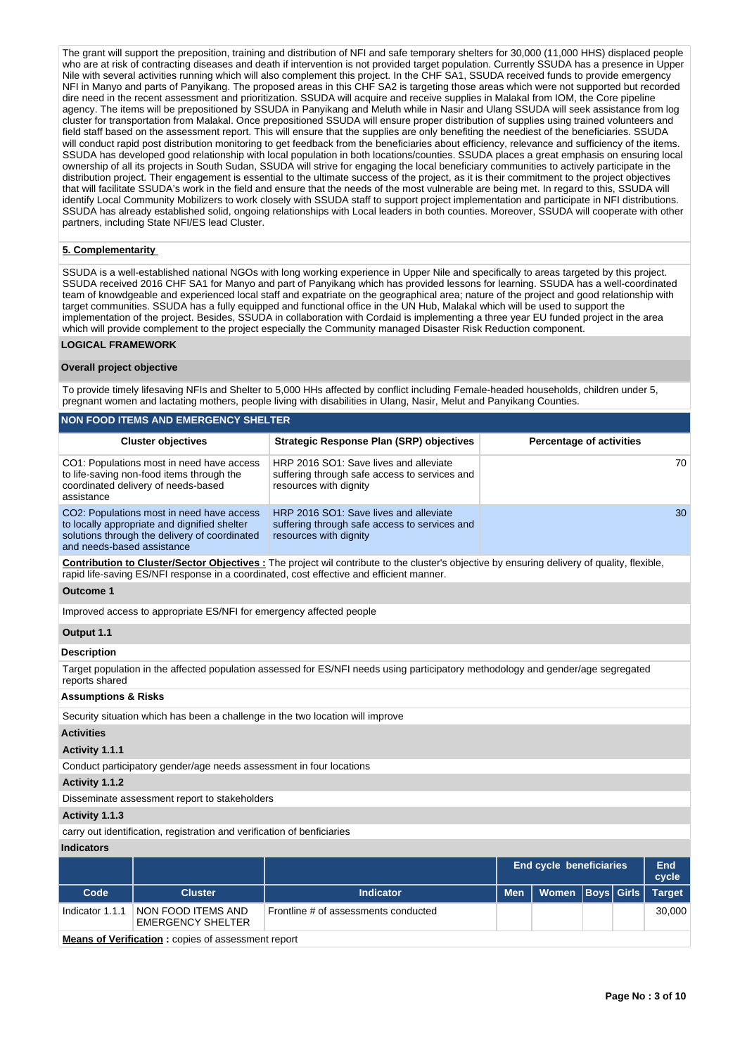The grant will support the preposition, training and distribution of NFI and safe temporary shelters for 30,000 (11,000 HHS) displaced people who are at risk of contracting diseases and death if intervention is not provided target population. Currently SSUDA has a presence in Upper Nile with several activities running which will also complement this project. In the CHF SA1, SSUDA received funds to provide emergency NFI in Manyo and parts of Panyikang. The proposed areas in this CHF SA2 is targeting those areas which were not supported but recorded dire need in the recent assessment and prioritization. SSUDA will acquire and receive supplies in Malakal from IOM, the Core pipeline agency. The items will be prepositioned by SSUDA in Panyikang and Meluth while in Nasir and Ulang SSUDA will seek assistance from log cluster for transportation from Malakal. Once prepositioned SSUDA will ensure proper distribution of supplies using trained volunteers and field staff based on the assessment report. This will ensure that the supplies are only benefiting the neediest of the beneficiaries. SSUDA will conduct rapid post distribution monitoring to get feedback from the beneficiaries about efficiency, relevance and sufficiency of the items. SSUDA has developed good relationship with local population in both locations/counties. SSUDA places a great emphasis on ensuring local ownership of all its projects in South Sudan, SSUDA will strive for engaging the local beneficiary communities to actively participate in the distribution project. Their engagement is essential to the ultimate success of the project, as it is their commitment to the project objectives that will facilitate SSUDA's work in the field and ensure that the needs of the most vulnerable are being met. In regard to this, SSUDA will identify Local Community Mobilizers to work closely with SSUDA staff to support project implementation and participate in NFI distributions. SSUDA has already established solid, ongoing relationships with Local leaders in both counties. Moreover, SSUDA will cooperate with other partners, including State NFI/ES lead Cluster.

**5. Complementarity**

SSUDA is a well-established national NGOs with long working experience in Upper Nile and specifically to areas targeted by this project. SSUDA received 2016 CHF SA1 for Manyo and Panyikang which has provided lessons for learning. SSUDA has a well-coordinated team of knowdgeable and experienced local staff and expatriate on the geographical area; nature of the project and good relationship with target communities. SSUDA has a fully equipped and functional office in the UN Hub, Malakal which will be used to support the implementation of the project. Besides, SSUDA in collaboration with Cordaid is implementing a three year EU funded project in the area which will provide complement to the project especially the Community managed Disaster Risk Reduction component.

## LOGICAL FRAMEWORK

### Overall project objective

To provide timely lifesaving NFIs and Shelter to 5,000 HHs affected by conflict including Female-headed households, children under 5, pregnant women and lactating mothers, people living with disabilities in Ulang, Nasir, Melut and Panyikang Counties.

### NON FOOD ITEMS AND EMERGENCY SHELTER

| Cluster objectives | Strategic Response Plan (SRP) objectives | Percentage of activities |
|---|---|---|
| CO1: Populations most in need have access to life-saving non-food items through the coordinated delivery of needs-based assistance | HRP 2016 SO1: Save lives and alleviate suffering through safe access to services and resources with dignity | 70 |
| CO2: Populations most in need have access to locally appropriate and dignified shelter solutions through the delivery of coordinated and needs-based assistance | HRP 2016 SO1: Save lives and alleviate suffering through safe access to services and resources with dignity | 30 |

**Contribution to Cluster/Sector Objectives :** The project wil contribute to the cluster's objective by ensuring delivery of quality, flexible, rapid life-saving ES/NFI response in a coordinated, cost effective and efficient manner.

**Outcome 1**

Improved access to appropriate ES/NFI for emergency affected people

**Output 1.1**

**Description**

Target population in the affected population assessed for ES/NFI needs using participatory methodology and gender/age segregated reports shared

**Assumptions & Risks**

Security situation which has been a challenge in the two location will improve

**Activities**

**Activity 1.1.1**

Conduct participatory gender/age needs assessment in four locations

**Activity 1.1.2**

Disseminate assessment report to stakeholders

**Activity 1.1.3**

carry out identification, registration and verification of benficiaries

**Indicators**

| | | | End cycle beneficiaries | | | | End cycle |
|---|---|---|---|---|---|---|---|
| Code | Cluster | Indicator | Men | Women | Boys | Girls | Target |
| Indicator 1.1.1 | NON FOOD ITEMS AND EMERGENCY SHELTER | Frontline # of assessments conducted | | | | | 30,000 |

**Means of Verification :** copies of assessment report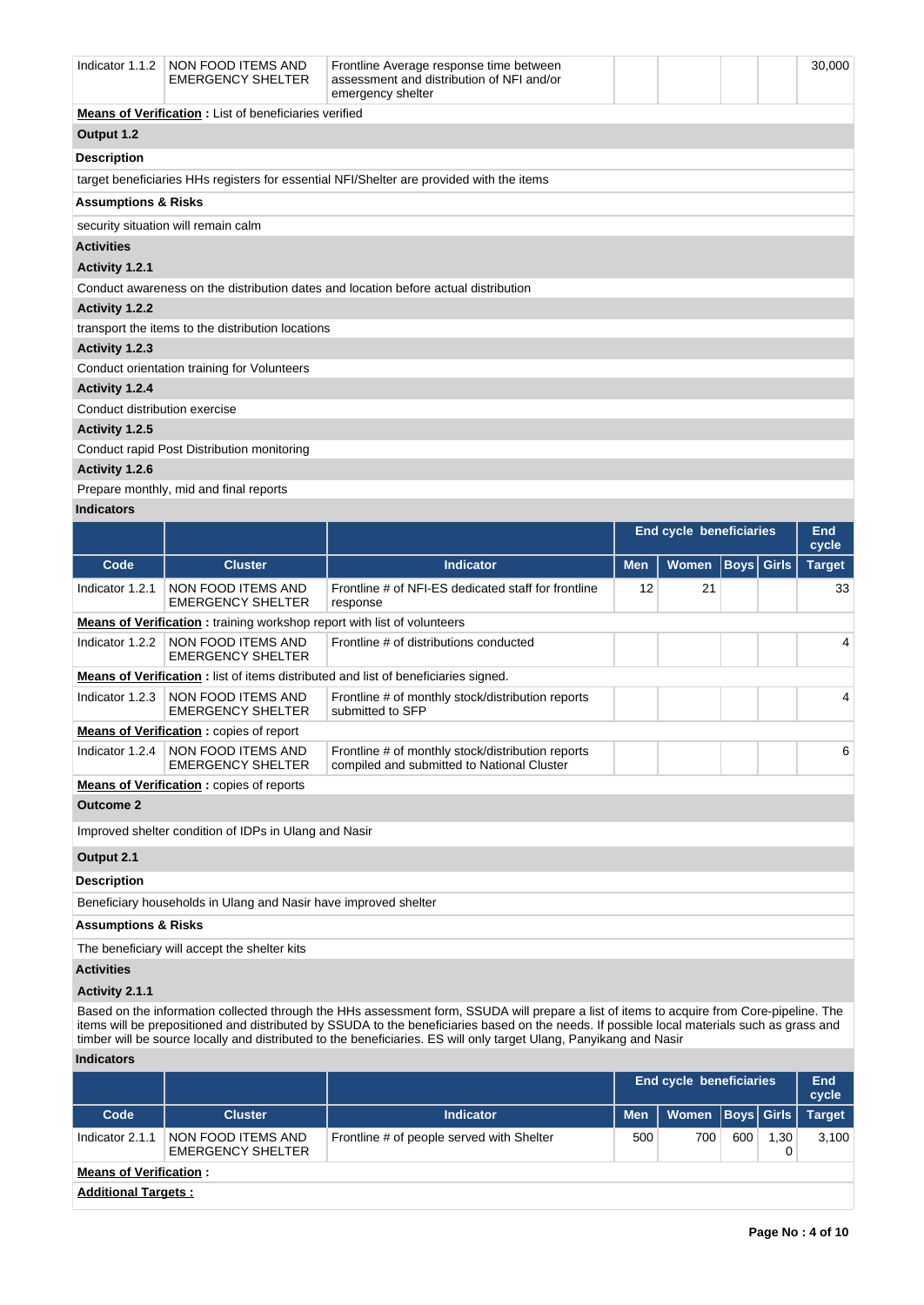| Indicator 1.1.2 | NON FOOD ITEMS AND EMERGENCY SHELTER | Frontline Average response time between assessment and distribution of NFI and/or emergency shelter | | | | | 30,000 |
|---|---|---|---|---|---|---|---|

**Means of Verification :** List of beneficiaries verified

### Output 1.2

**Description**

target beneficiaries HHs registers for essential NFI/Shelter are provided with the items

**Assumptions & Risks**

security situation will remain calm

**Activities**

**Activity 1.2.1**

Conduct awareness on the distribution dates and location before actual distribution

**Activity 1.2.2**

transport the items to the distribution locations

**Activity 1.2.3**

Conduct orientation training for Volunteers

**Activity 1.2.4**

Conduct distribution exercise

**Activity 1.2.5**

Conduct rapid Post Distribution monitoring

**Activity 1.2.6**

Prepare monthly, mid and final reports

**Indicators**

| | | | End cycle beneficiaries | | | | End cycle |
|---|---|---|---|---|---|---|---|
| **Code** | **Cluster** | **Indicator** | **Men** | **Women** | **Boys** | **Girls** | **Target** |
| Indicator 1.2.1 | NON FOOD ITEMS AND EMERGENCY SHELTER | Frontline # of NFI-ES dedicated staff for frontline response | 12 | 21 | | | 33 |
| **Means of Verification :** training workshop report with list of volunteers | | | | | | | |
| Indicator 1.2.2 | NON FOOD ITEMS AND EMERGENCY SHELTER | Frontline # of distributions conducted | | | | | 4 |
| **Means of Verification :** list of items distributed and list of beneficiaries signed. | | | | | | | |
| Indicator 1.2.3 | NON FOOD ITEMS AND EMERGENCY SHELTER | Frontline # of monthly stock/distribution reports submitted to SFP | | | | | 4 |
| **Means of Verification :** copies of report | | | | | | | |
| Indicator 1.2.4 | NON FOOD ITEMS AND EMERGENCY SHELTER | Frontline # of monthly stock/distribution reports compiled and submitted to National Cluster | | | | | 6 |
| **Means of Verification :** copies of reports | | | | | | | |

### Outcome 2

Improved shelter condition of IDPs in Ulang and Nasir

### Output 2.1

**Description**

Beneficiary households in Ulang and Nasir have improved shelter

**Assumptions & Risks**

The beneficiary will accept the shelter kits

**Activities**

**Activity 2.1.1**

Based on the information collected through the HHs assessment form, SSUDA will prepare a list of items to acquire from Core-pipeline. The items will be prepositioned and distributed by SSUDA to the beneficiaries based on the needs. If possible local materials such as grass and timber will be source locally and distributed to the beneficiaries. ES will only target Ulang, Panyikang and Nasir

**Indicators**

| | | | End cycle beneficiaries | | | | End cycle |
|---|---|---|---|---|---|---|---|
| **Code** | **Cluster** | **Indicator** | **Men** | **Women** | **Boys** | **Girls** | **Target** |
| Indicator 2.1.1 | NON FOOD ITEMS AND EMERGENCY SHELTER | Frontline # of people served with Shelter | 500 | 700 | 600 | 1,300 | 3,100 |
| **Means of Verification :** | | | | | | | |

**Additional Targets :**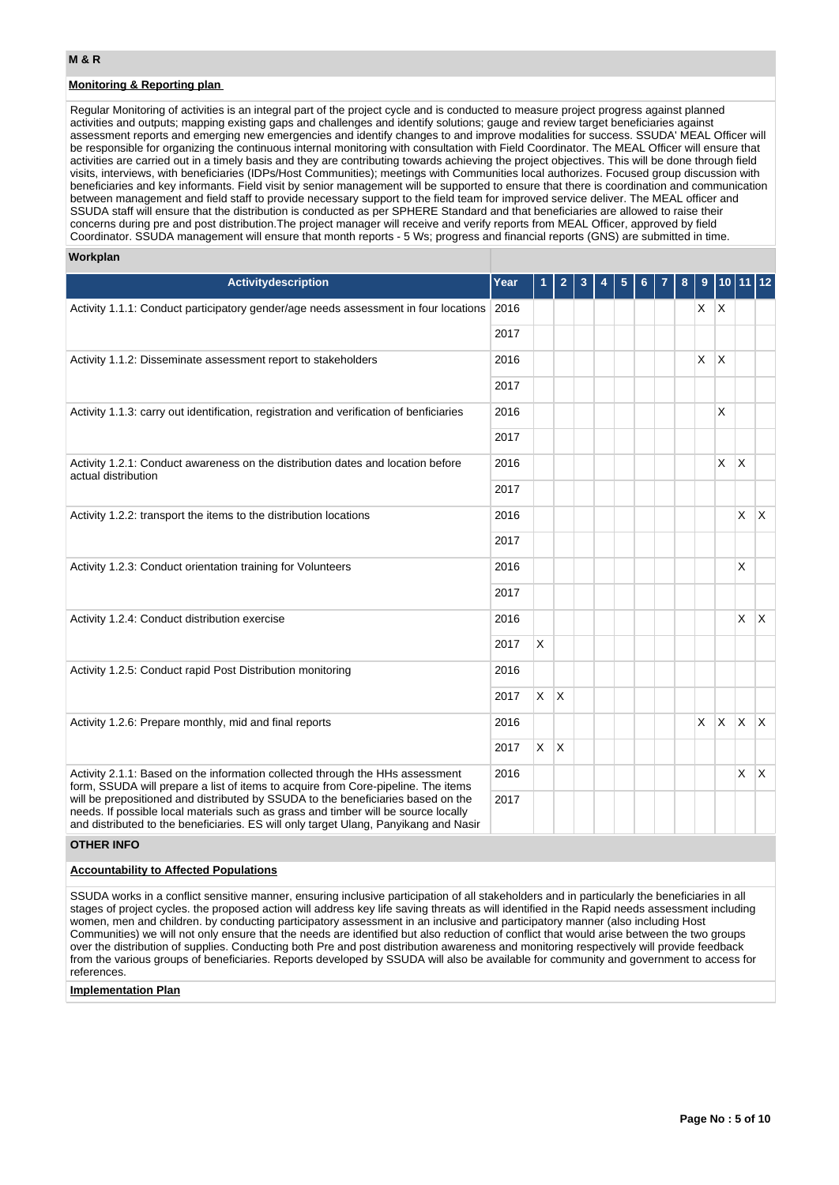## M & R

### Monitoring & Reporting plan

Regular Monitoring of activities is an integral part of the project cycle and is conducted to measure project progress against planned activities and outputs; mapping existing gaps and challenges and identify solutions; gauge and review target beneficiaries against assessment reports and emerging new emergencies and identify changes to and improve modalities for success. SSUDA' MEAL Officer will be responsible for organizing the continuous internal monitoring with consultation with Field Coordinator. The MEAL Officer will ensure that activities are carried out in a timely basis and they are contributing towards achieving the project objectives. This will be done through field visits, interviews, with beneficiaries (IDPs/Host Communities); meetings with Communities local authorizes. Focused group discussion with beneficiaries and key informants. Field visit by senior management will be supported to ensure that there is coordination and communication between management and field staff to provide necessary support to the field team for improved service deliver. The MEAL officer and SSUDA staff will ensure that the distribution is conducted as per SPHERE Standard and that beneficiaries are allowed to raise their concerns during pre and post distribution.The project manager will receive and verify reports from MEAL Officer, approved by field Coordinator. SSUDA management will ensure that month reports - 5 Ws; progress and financial reports (GNS) are submitted in time.

### Workplan

| Activitydescription | Year | 1 | 2 | 3 | 4 | 5 | 6 | 7 | 8 | 9 | 10 | 11 | 12 |
|---|---|---|---|---|---|---|---|---|---|---|---|---|---|
| Activity 1.1.1: Conduct participatory gender/age needs assessment in four locations | 2016 | | | | | | | | | X | X | | |
| | 2017 | | | | | | | | | | | | |
| Activity 1.1.2: Disseminate assessment report to stakeholders | 2016 | | | | | | | | | X | X | | |
| | 2017 | | | | | | | | | | | | |
| Activity 1.1.3: carry out identification, registration and verification of benficiaries | 2016 | | | | | | | | | | X | | |
| | 2017 | | | | | | | | | | | | |
| Activity 1.2.1: Conduct awareness on the distribution dates and location before actual distribution | 2016 | | | | | | | | | | X | X | |
| | 2017 | | | | | | | | | | | | |
| Activity 1.2.2: transport the items to the distribution locations | 2016 | | | | | | | | | | | X | X |
| | 2017 | | | | | | | | | | | | |
| Activity 1.2.3: Conduct orientation training for Volunteers | 2016 | | | | | | | | | | | X | |
| | 2017 | | | | | | | | | | | | |
| Activity 1.2.4: Conduct distribution exercise | 2016 | | | | | | | | | | | X | X |
| | 2017 | X | | | | | | | | | | | |
| Activity 1.2.5: Conduct rapid Post Distribution monitoring | 2016 | | | | | | | | | | | | |
| | 2017 | X | X | | | | | | | | | | |
| Activity 1.2.6: Prepare monthly, mid and final reports | 2016 | | | | | | | | | X | X | X | X |
| | 2017 | X | X | | | | | | | | | | |
| Activity 2.1.1: Based on the information collected through the HHs assessment form, SSUDA will prepare a list of items to acquire from Core-pipeline. The items will be prepositioned and distributed by SSUDA to the beneficiaries based on the needs. If possible local materials such as grass and timber will be source locally and distributed to the beneficiaries. ES will only target Ulang, Panyikang and Nasir | 2016 | | | | | | | | | | | X | X |
| | 2017 | | | | | | | | | | | | |

## OTHER INFO

### Accountability to Affected Populations

SSUDA works in a conflict sensitive manner, ensuring inclusive participation of all stakeholders and in particularly the beneficiaries in all stages of project cycles. the proposed action will address key life saving threats as will identified in the Rapid needs assessment including women, men and children. by conducting participatory assessment in an inclusive and participatory manner (also including Host Communities) we will not only ensure that the needs are identified but also reduction of conflict that would arise between the two groups over the distribution of supplies. Conducting both Pre and post distribution awareness and monitoring respectively will provide feedback from the various groups of beneficiaries. Reports developed by SSUDA will also be available for community and government to access for references.

### Implementation Plan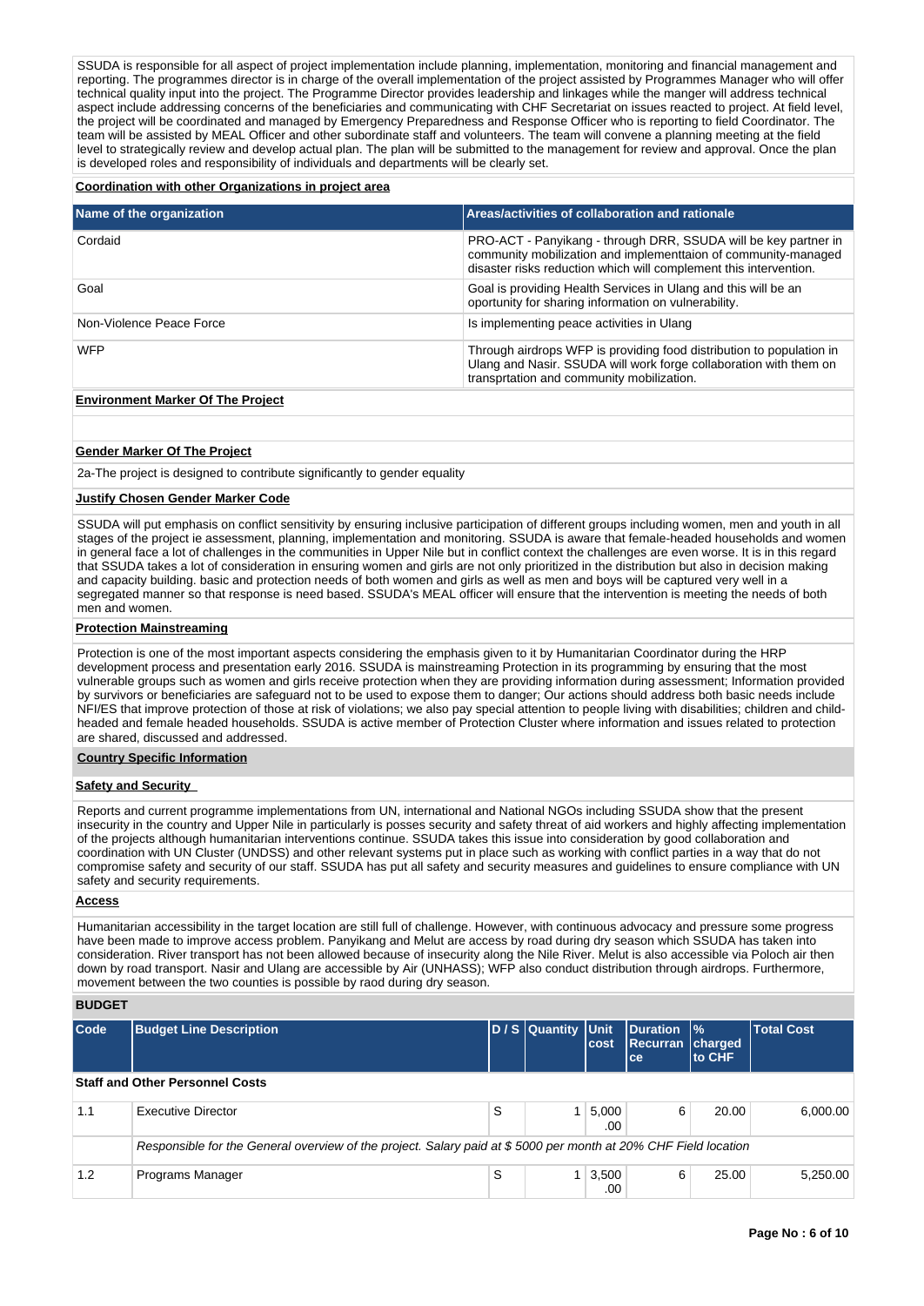SSUDA is responsible for all aspect of project implementation include planning, implementation, monitoring and financial management and reporting. The programmes director is in charge of the overall implementation of the project assisted by Programmes Manager who will offer technical quality input into the project. The Programme Director provides leadership and linkages while the manger will address technical aspect include addressing concerns of the beneficiaries and communicating with CHF Secretariat on issues reacted to project. At field level, the project will be coordinated and managed by Emergency Preparedness and Response Officer who is reporting to field Coordinator. The team will be assisted by MEAL Officer and other subordinate staff and volunteers. The team will convene a planning meeting at the field level to strategically review and develop actual plan. The plan will be submitted to the management for review and approval. Once the plan is developed roles and responsibility of individuals and departments will be clearly set.

**Coordination with other Organizations in project area**

| Name of the organization | Areas/activities of collaboration and rationale |
|---|---|
| Cordaid | PRO-ACT - Panyikang - through DRR, SSUDA will be key partner in community mobilization and implementtaion of community-managed disaster risks reduction which will complement this intervention. |
| Goal | Goal is providing Health Services in Ulang and this will be an oportunity for sharing information on vulnerability. |
| Non-Violence Peace Force | Is implementing peace activities in Ulang |
| WFP | Through airdrops WFP is providing food distribution to population in Ulang and Nasir. SSUDA will work forge collaboration with them on transprtation and community mobilization. |

**Environment Marker Of The Project**

**Gender Marker Of The Project**

2a-The project is designed to contribute significantly to gender equality

**Justify Chosen Gender Marker Code**

SSUDA will put emphasis on conflict sensitivity by ensuring inclusive participation of different groups including women, men and youth in all stages of the project ie assessment, planning, implementation and monitoring. SSUDA is aware that female-headed households and women in general face a lot of challenges in the communities in Upper Nile but in conflict context the challenges are even worse. It is in this regard that SSUDA takes a lot of consideration in ensuring women and girls are not only prioritized in the distribution but also in decision making and capacity building. basic and protection needs of both women and girls as well as men and boys will be captured very well in a segregated manner so that response is need based. SSUDA's MEAL officer will ensure that the intervention is meeting the needs of both men and women.

**Protection Mainstreaming**

Protection is one of the most important aspects considering the emphasis given to it by Humanitarian Coordinator during the HRP development process and presentation early 2016. SSUDA is mainstreaming Protection in its programming by ensuring that the most vulnerable groups such as women and girls receive protection when they are providing information during assessment; Information provided by survivors or beneficiaries are safeguard not to be used to expose them to danger; Our actions should address both basic needs include NFI/ES that improve protection of those at risk of violations; we also pay special attention to people living with disabilities; children and child-headed and female headed households. SSUDA is active member of Protection Cluster where information and issues related to protection are shared, discussed and addressed.

**Country Specific Information**

**Safety and Security**

Reports and current programme implementations from UN, international and National NGOs including SSUDA show that the present insecurity in the country and Upper Nile in particularly is posses security and safety threat of aid workers and highly affecting implementation of the projects although humanitarian interventions continue. SSUDA takes this issue into consideration by good collaboration and coordination with UN Cluster (UNDSS) and other relevant systems put in place such as working with conflict parties in a way that do not compromise safety and security of our staff. SSUDA has put all safety and security measures and guidelines to ensure compliance with UN safety and security requirements.

**Access**

Humanitarian accessibility in the target location are still full of challenge. However, with continuous advocacy and pressure some progress have been made to improve access problem. Panyikang and Melut are access by road during dry season which SSUDA has taken into consideration. River transport has not been allowed because of insecurity along the Nile River. Melut is also accessible via Poloch air then down by road transport. Nasir and Ulang are accessible by Air (UNHASS); WFP also conduct distribution through airdrops. Furthermore, movement between the two counties is possible by raod during dry season.

**BUDGET**

| Code | Budget Line Description | D / S | Quantity | Unit cost | Duration Recurrance | % charged to CHF | Total Cost |
|---|---|---|---|---|---|---|---|
| **Staff and Other Personnel Costs** | | | | | | | |
| 1.1 | Executive Director | S | 1 | 5,000.00 | 6 | 20.00 | 6,000.00 |
| | *Responsible for the General overview of the project. Salary paid at $ 5000 per month at 20% CHF Field location* | | | | | | |
| 1.2 | Programs Manager | S | 1 | 3,500.00 | 6 | 25.00 | 5,250.00 |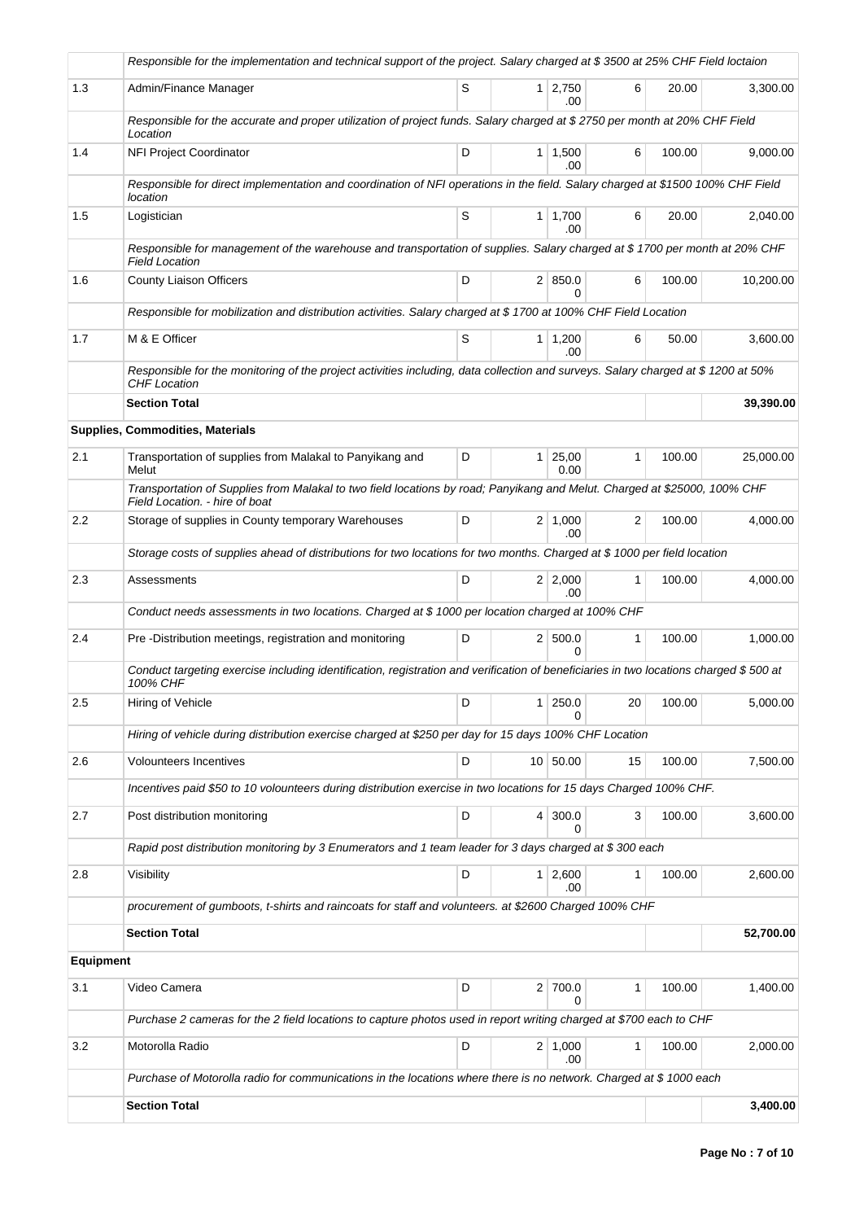| | | | | | | | |
|---|---|---|---|---|---|---|---|
| | *Responsible for the implementation and technical support of the project. Salary charged at $ 3500 at 25% CHF Field loctaion* | | | | | | |
| 1.3 | Admin/Finance Manager | S | 1 | 2,750.00 | 6 | 20.00 | 3,300.00 |
| | *Responsible for the accurate and proper utilization of project funds. Salary charged at $ 2750 per month at 20% CHF Field Location* | | | | | | |
| 1.4 | NFI Project Coordinator | D | 1 | 1,500.00 | 6 | 100.00 | 9,000.00 |
| | *Responsible for direct implementation and coordination of NFI operations in the field. Salary charged at $1500 100% CHF Field location* | | | | | | |
| 1.5 | Logistician | S | 1 | 1,700.00 | 6 | 20.00 | 2,040.00 |
| | *Responsible for management of the warehouse and transportation of supplies. Salary charged at $ 1700 per month at 20% CHF Field Location* | | | | | | |
| 1.6 | County Liaison Officers | D | 2 | 850.00 | 6 | 100.00 | 10,200.00 |
| | *Responsible for mobilization and distribution activities. Salary charged at $ 1700 at 100% CHF Field Location* | | | | | | |
| 1.7 | M & E Officer | S | 1 | 1,200.00 | 6 | 50.00 | 3,600.00 |
| | *Responsible for the monitoring of the project activities including, data collection and surveys. Salary charged at $ 1200 at 50% CHF Location* | | | | | | |
| | **Section Total** | | | | | | **39,390.00** |
| **Supplies, Commodities, Materials** | | | | | | | |
| 2.1 | Transportation of supplies from Malakal to Panyikang and Melut | D | 1 | 25,000.00 | 1 | 100.00 | 25,000.00 |
| | *Transportation of Supplies from Malakal to two field locations by road; Panyikang and Melut. Charged at $25000, 100% CHF Field Location. - hire of boat* | | | | | | |
| 2.2 | Storage of supplies in County temporary Warehouses | D | 2 | 1,000.00 | 2 | 100.00 | 4,000.00 |
| | *Storage costs of supplies ahead of distributions for two locations for two months. Charged at $ 1000 per field location* | | | | | | |
| 2.3 | Assessments | D | 2 | 2,000.00 | 1 | 100.00 | 4,000.00 |
| | *Conduct needs assessments in two locations. Charged at $ 1000 per location charged at 100% CHF* | | | | | | |
| 2.4 | Pre -Distribution meetings, registration and monitoring | D | 2 | 500.00 | 1 | 100.00 | 1,000.00 |
| | *Conduct targeting exercise including identification, registration and verification of beneficiaries in two locations charged $ 500 at 100% CHF* | | | | | | |
| 2.5 | Hiring of Vehicle | D | 1 | 250.00 | 20 | 100.00 | 5,000.00 |
| | *Hiring of vehicle during distribution exercise charged at $250 per day for 15 days 100% CHF Location* | | | | | | |
| 2.6 | Volounteers Incentives | D | 10 | 50.00 | 15 | 100.00 | 7,500.00 |
| | *Incentives paid $50 to 10 volounteers during distribution exercise in two locations for 15 days Charged 100% CHF.* | | | | | | |
| 2.7 | Post distribution monitoring | D | 4 | 300.00 | 3 | 100.00 | 3,600.00 |
| | *Rapid post distribution monitoring by 3 Enumerators and 1 team leader for 3 days charged at $ 300 each* | | | | | | |
| 2.8 | Visibility | D | 1 | 2,600.00 | 1 | 100.00 | 2,600.00 |
| | *procurement of gumboots, t-shirts and raincoats for staff and volunteers. at $2600 Charged 100% CHF* | | | | | | |
| | **Section Total** | | | | | | **52,700.00** |
| **Equipment** | | | | | | | |
| 3.1 | Video Camera | D | 2 | 700.00 | 1 | 100.00 | 1,400.00 |
| | *Purchase 2 cameras for the 2 field locations to capture photos used in report writing charged at $700 each to CHF* | | | | | | |
| 3.2 | Motorolla Radio | D | 2 | 1,000.00 | 1 | 100.00 | 2,000.00 |
| | *Purchase of Motorolla radio for communications in the locations where there is no network. Charged at $ 1000 each* | | | | | | |
| | **Section Total** | | | | | | **3,400.00** |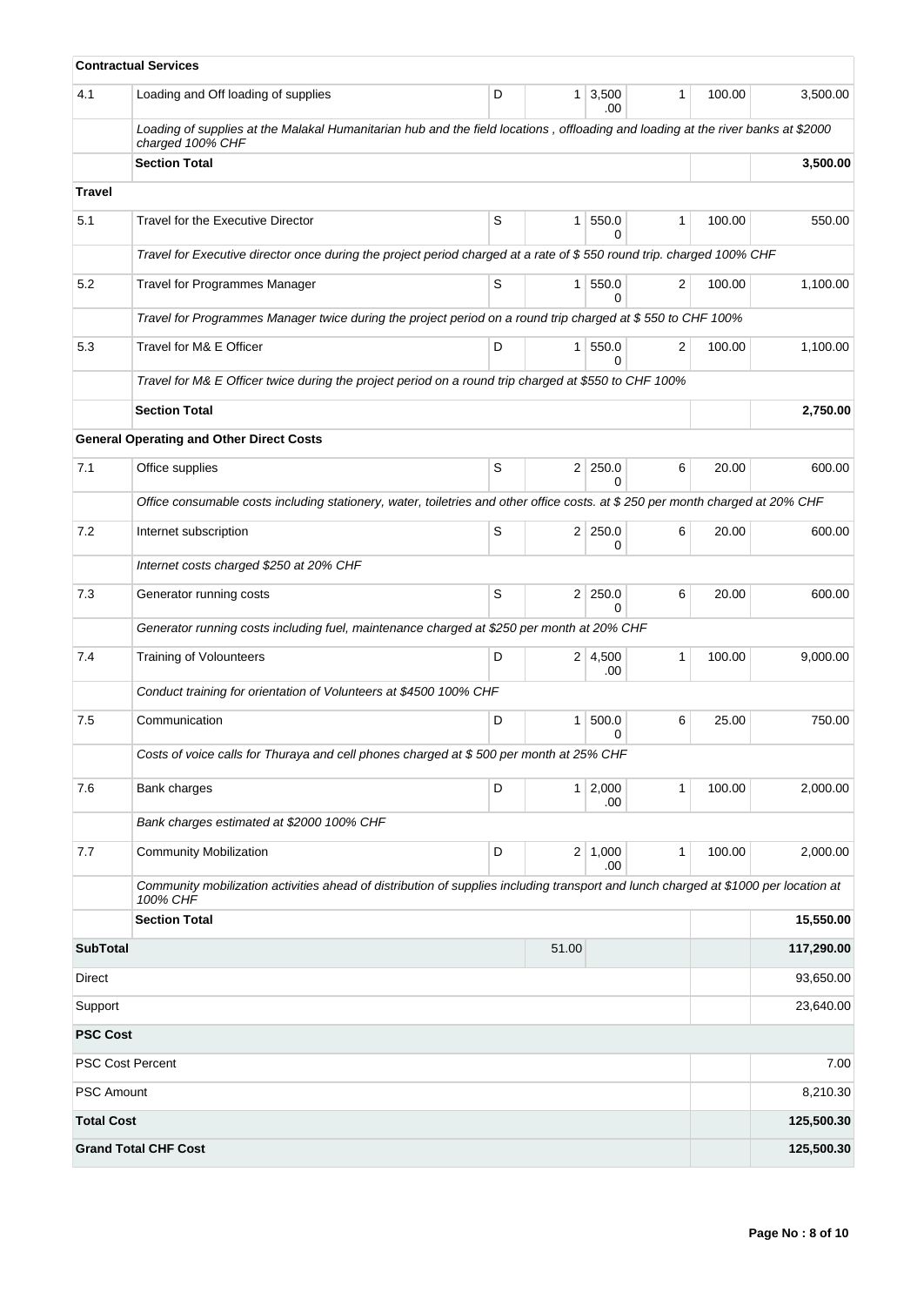| | | | | | | | |
|---|---|---|---|---|---|---|---|
| **Contractual Services** | | | | | | | |
| 4.1 | Loading and Off loading of supplies | D | 1 | 3,500.00 | 1 | 100.00 | 3,500.00 |
| | *Loading of supplies at the Malakal Humanitarian hub and the field locations , offloading and loading at the river banks at $2000 charged 100% CHF* | | | | | | |
| | **Section Total** | | | | | | **3,500.00** |
| **Travel** | | | | | | | |
| 5.1 | Travel for the Executive Director | S | 1 | 550.00 | 1 | 100.00 | 550.00 |
| | *Travel for Executive director once during the project period charged at a rate of $ 550 round trip. charged 100% CHF* | | | | | | |
| 5.2 | Travel for Programmes Manager | S | 1 | 550.00 | 2 | 100.00 | 1,100.00 |
| | *Travel for Programmes Manager twice during the project period on a round trip charged at $ 550 to CHF 100%* | | | | | | |
| 5.3 | Travel for M& E Officer | D | 1 | 550.00 | 2 | 100.00 | 1,100.00 |
| | *Travel for M& E Officer twice during the project period on a round trip charged at $550 to CHF 100%* | | | | | | |
| | **Section Total** | | | | | | **2,750.00** |
| **General Operating and Other Direct Costs** | | | | | | | |
| 7.1 | Office supplies | S | 2 | 250.00 | 6 | 20.00 | 600.00 |
| | *Office consumable costs including stationery, water, toiletries and other office costs. at $ 250 per month charged at 20% CHF* | | | | | | |
| 7.2 | Internet subscription | S | 2 | 250.00 | 6 | 20.00 | 600.00 |
| | *Internet costs charged $250 at 20% CHF* | | | | | | |
| 7.3 | Generator running costs | S | 2 | 250.00 | 6 | 20.00 | 600.00 |
| | *Generator running costs including fuel, maintenance charged at $250 per month at 20% CHF* | | | | | | |
| 7.4 | Training of Volounteers | D | 2 | 4,500.00 | 1 | 100.00 | 9,000.00 |
| | *Conduct training for orientation of Volunteers at $4500 100% CHF* | | | | | | |
| 7.5 | Communication | D | 1 | 500.00 | 6 | 25.00 | 750.00 |
| | *Costs of voice calls for Thuraya and cell phones charged at $ 500 per month at 25% CHF* | | | | | | |
| 7.6 | Bank charges | D | 1 | 2,000.00 | 1 | 100.00 | 2,000.00 |
| | *Bank charges estimated at $2000 100% CHF* | | | | | | |
| 7.7 | Community Mobilization | D | 2 | 1,000.00 | 1 | 100.00 | 2,000.00 |
| | *Community mobilization activities ahead of distribution of supplies including transport and lunch charged at $1000 per location at 100% CHF* | | | | | | |
| | **Section Total** | | | | | | **15,550.00** |
| **SubTotal** | | | 51.00 | | | | **117,290.00** |
| Direct | | | | | | | 93,650.00 |
| Support | | | | | | | 23,640.00 |
| **PSC Cost** | | | | | | | |
| PSC Cost Percent | | | | | | | 7.00 |
| PSC Amount | | | | | | | 8,210.30 |
| **Total Cost** | | | | | | | **125,500.30** |
| **Grand Total CHF Cost** | | | | | | | **125,500.30** |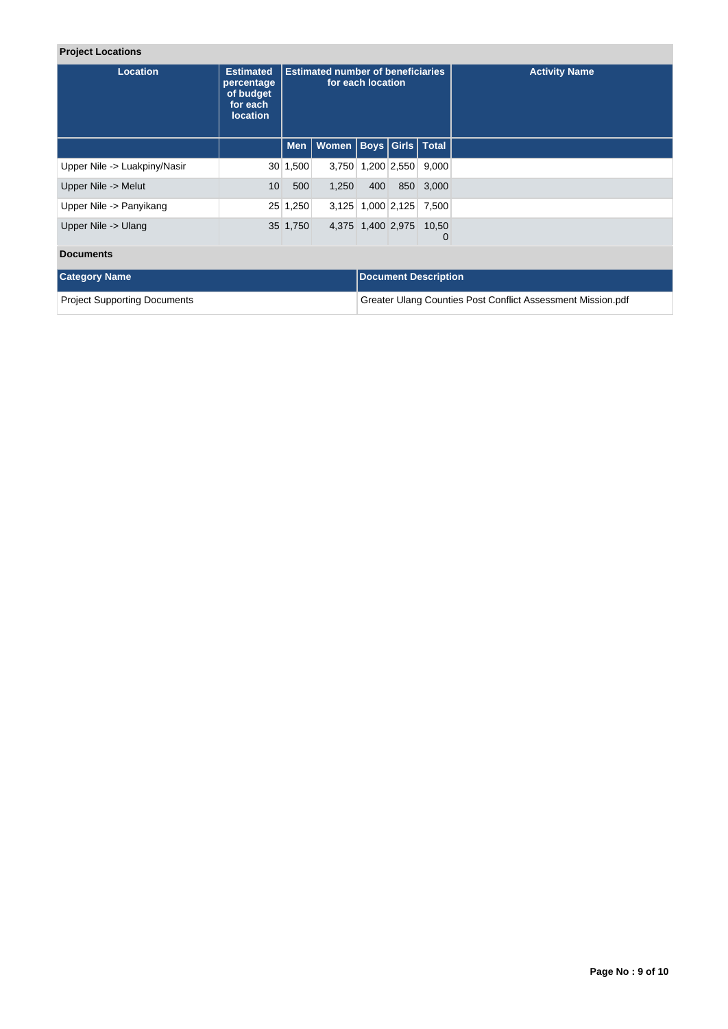## Project Locations

| Location | Estimated percentage of budget for each location | Estimated number of beneficiaries for each location | | | | | Activity Name |
|---|---|---|---|---|---|---|---|
| | | Men | Women | Boys | Girls | Total | |
| Upper Nile -> Luakpiny/Nasir | 30 | 1,500 | 3,750 | 1,200 | 2,550 | 9,000 | |
| Upper Nile -> Melut | 10 | 500 | 1,250 | 400 | 850 | 3,000 | |
| Upper Nile -> Panyikang | 25 | 1,250 | 3,125 | 1,000 | 2,125 | 7,500 | |
| Upper Nile -> Ulang | 35 | 1,750 | 4,375 | 1,400 | 2,975 | 10,500 | |

## Documents

| Category Name | Document Description |
|---|---|
| Project Supporting Documents | Greater Ulang Counties Post Conflict Assessment Mission.pdf |